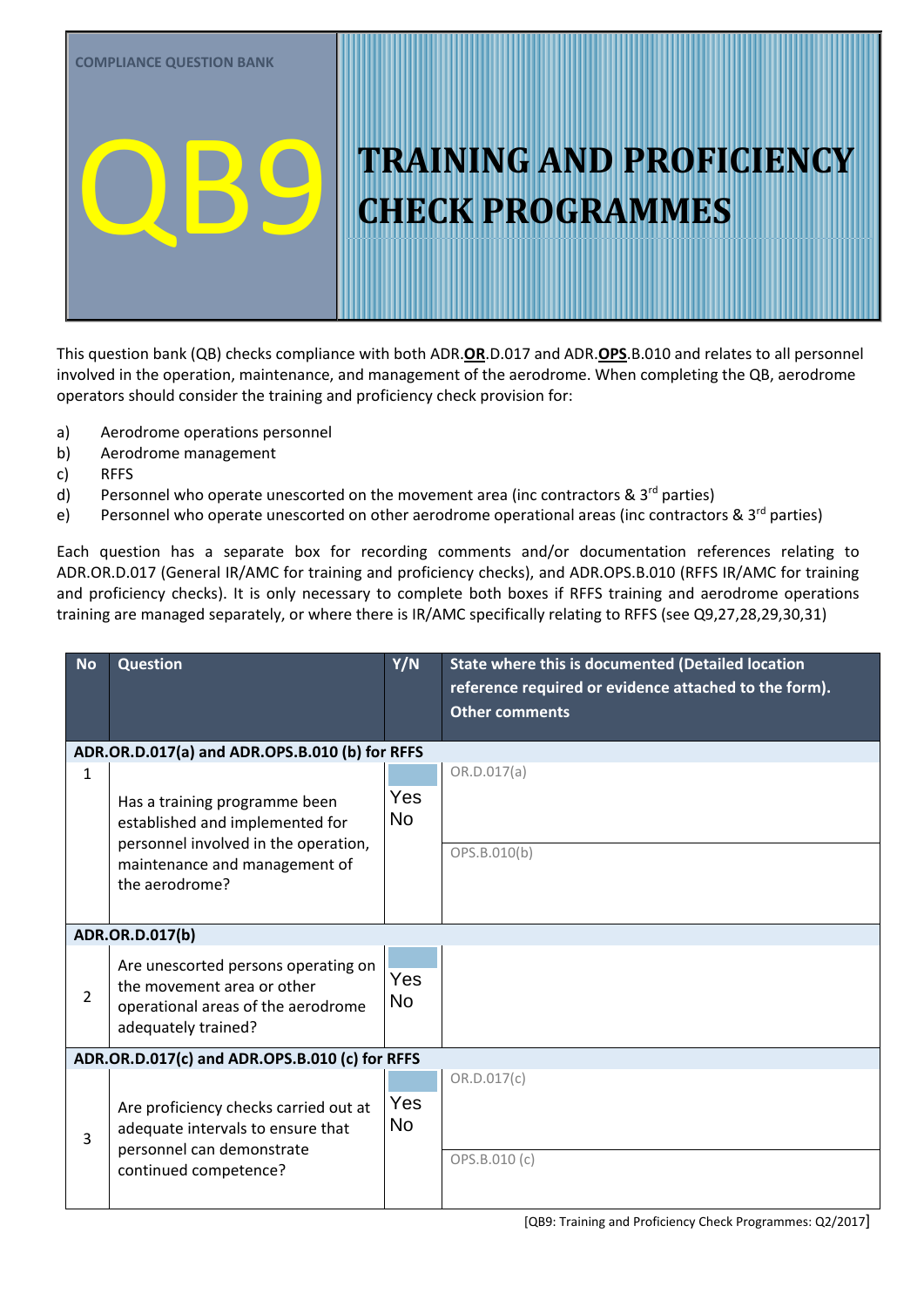COMPLIANCE QUESTION BANK

# QB9 TRAINING AND PROFICIENCY CHECK PROGRAMMES

This question bank (QB) checks compliance with both ADR.**OR**.D.017 and ADR.**OPS**.B.010 and relates to all personnel involved in the operation, maintenance, and management of the aerodrome. When completing the QB, aerodrome operators should consider the training and proficiency check provision for:

a) Aerodrome operations personnel
b) Aerodrome management
c) RFFS
d) Personnel who operate unescorted on the movement area (inc contractors & 3rd parties)
e) Personnel who operate unescorted on other aerodrome operational areas (inc contractors & 3rd parties)

Each question has a separate box for recording comments and/or documentation references relating to ADR.OR.D.017 (General IR/AMC for training and proficiency checks), and ADR.OPS.B.010 (RFFS IR/AMC for training and proficiency checks). It is only necessary to complete both boxes if RFFS training and aerodrome operations training are managed separately, or where there is IR/AMC specifically relating to RFFS (see Q9,27,28,29,30,31)

| No | Question | Y/N | State where this is documented (Detailed location reference required or evidence attached to the form). Other comments |
|---|---|---|---|
| **ADR.OR.D.017(a) and ADR.OPS.B.010 (b) for RFFS** | | | |
| 1 | Has a training programme been established and implemented for personnel involved in the operation, maintenance and management of the aerodrome? | Yes No | OR.D.017(a) |
| | | | OPS.B.010(b) |
| **ADR.OR.D.017(b)** | | | |
| 2 | Are unescorted persons operating on the movement area or other operational areas of the aerodrome adequately trained? | Yes No | |
| **ADR.OR.D.017(c) and ADR.OPS.B.010 (c) for RFFS** | | | |
| 3 | Are proficiency checks carried out at adequate intervals to ensure that personnel can demonstrate continued competence? | Yes No | OR.D.017(c) |
| | | | OPS.B.010 (c) |

[QB9: Training and Proficiency Check Programmes: Q2/2017]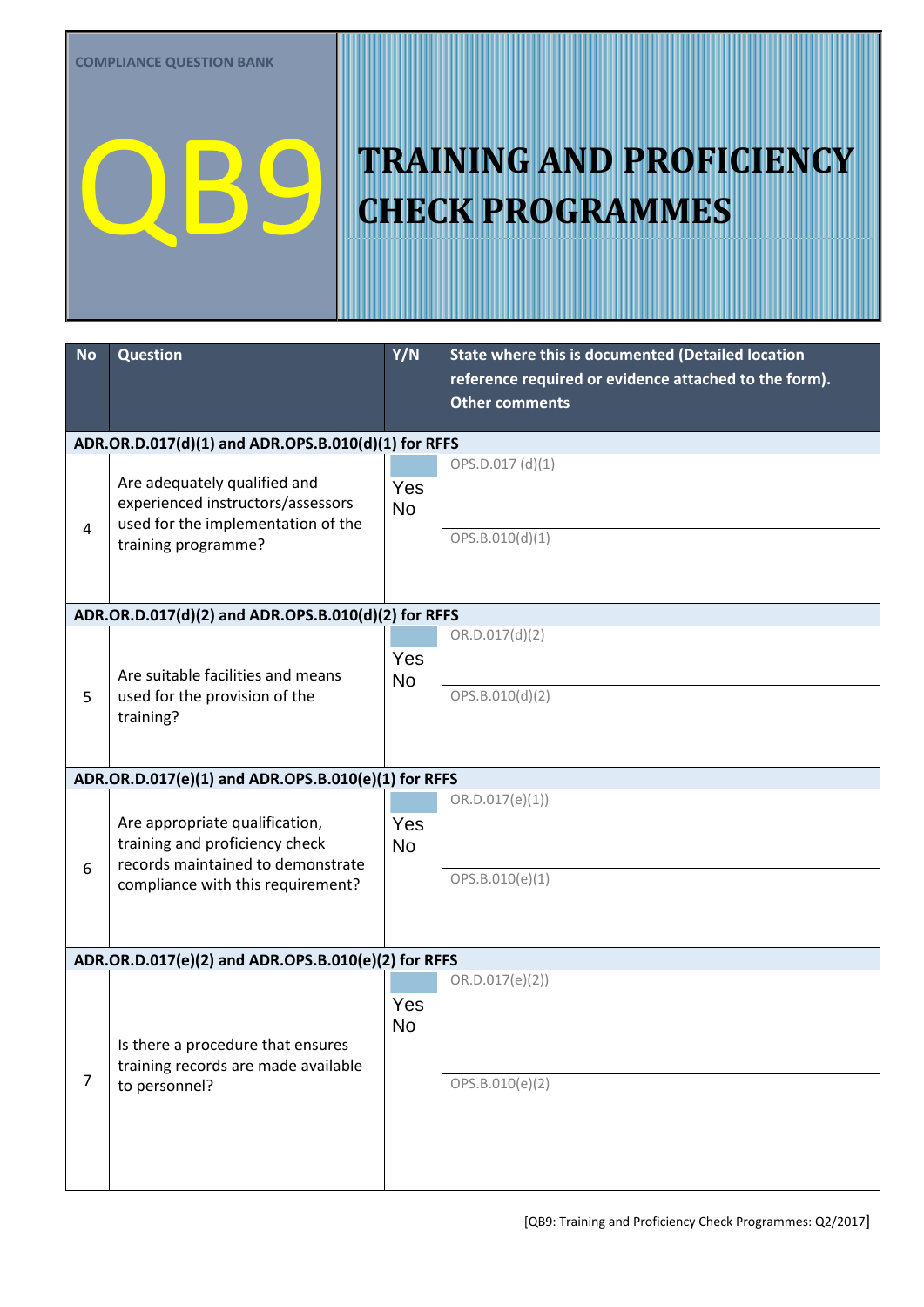COMPLIANCE QUESTION BANK

# QB9 TRAINING AND PROFICIENCY CHECK PROGRAMMES

| No | Question | Y/N | State where this is documented (Detailed location reference required or evidence attached to the form). Other comments |
|---|---|---|---|
| **ADR.OR.D.017(d)(1) and ADR.OPS.B.010(d)(1) for RFFS** | | | |
| 4 | Are adequately qualified and experienced instructors/assessors used for the implementation of the training programme? | Yes No | OPS.D.017 (d)(1) |
| | | | OPS.B.010(d)(1) |
| **ADR.OR.D.017(d)(2) and ADR.OPS.B.010(d)(2) for RFFS** | | | |
| 5 | Are suitable facilities and means used for the provision of the training? | Yes No | OR.D.017(d)(2) |
| | | | OPS.B.010(d)(2) |
| **ADR.OR.D.017(e)(1) and ADR.OPS.B.010(e)(1) for RFFS** | | | |
| 6 | Are appropriate qualification, training and proficiency check records maintained to demonstrate compliance with this requirement? | Yes No | OR.D.017(e)(1)) |
| | | | OPS.B.010(e)(1) |
| **ADR.OR.D.017(e)(2) and ADR.OPS.B.010(e)(2) for RFFS** | | | |
| 7 | Is there a procedure that ensures training records are made available to personnel? | Yes No | OR.D.017(e)(2)) |
| | | | OPS.B.010(e)(2) |

[QB9: Training and Proficiency Check Programmes: Q2/2017]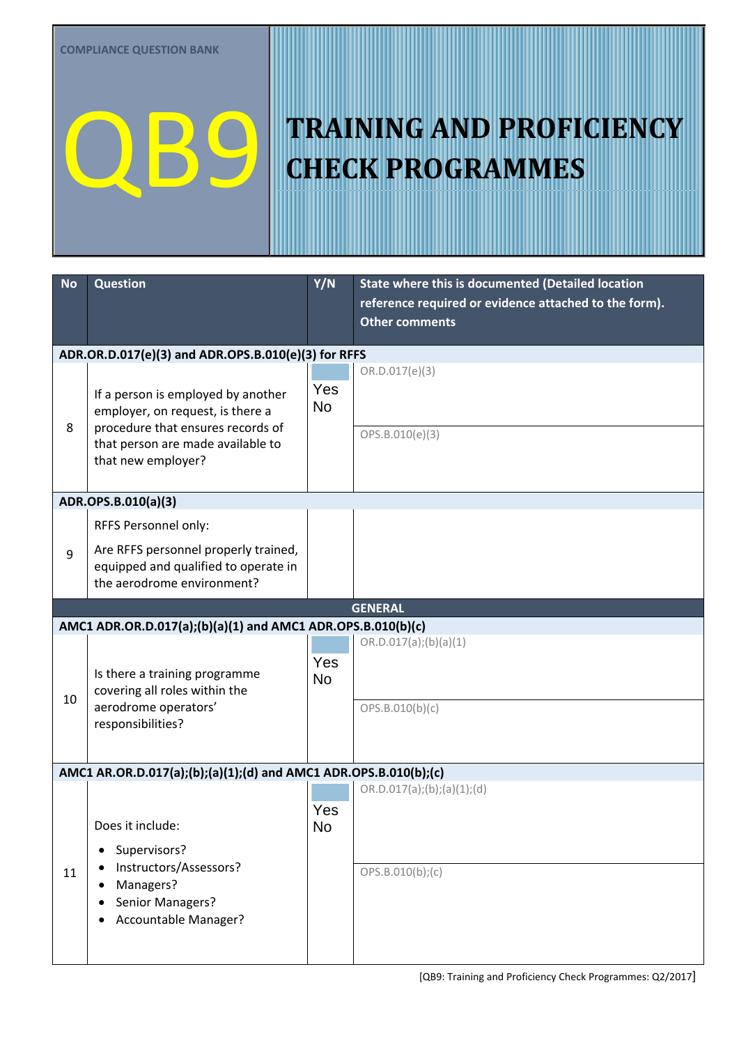COMPLIANCE QUESTION BANK

# QB9 TRAINING AND PROFICIENCY CHECK PROGRAMMES

| No | Question | Y/N | State where this is documented (Detailed location reference required or evidence attached to the form). Other comments |
|---|---|---|---|
| **ADR.OR.D.017(e)(3) and ADR.OPS.B.010(e)(3) for RFFS** | | | |
| 8 | If a person is employed by another employer, on request, is there a procedure that ensures records of that person are made available to that new employer? | Yes No | OR.D.017(e)(3) |
| | | | OPS.B.010(e)(3) |
| **ADR.OPS.B.010(a)(3)** | | | |
| 9 | RFFS Personnel only: Are RFFS personnel properly trained, equipped and qualified to operate in the aerodrome environment? | | |
| **GENERAL** | | | |
| **AMC1 ADR.OR.D.017(a);(b)(a)(1) and AMC1 ADR.OPS.B.010(b)(c)** | | | |
| 10 | Is there a training programme covering all roles within the aerodrome operators' responsibilities? | Yes No | OR.D.017(a);(b)(a)(1) |
| | | | OPS.B.010(b)(c) |
| **AMC1 AR.OR.D.017(a);(b);(a)(1);(d) and AMC1 ADR.OPS.B.010(b);(c)** | | | |
| 11 | Does it include:<br>• Supervisors?<br>• Instructors/Assessors?<br>• Managers?<br>• Senior Managers?<br>• Accountable Manager? | Yes No | OR.D.017(a);(b);(a)(1);(d) |
| | | | OPS.B.010(b);(c) |

[QB9: Training and Proficiency Check Programmes: Q2/2017]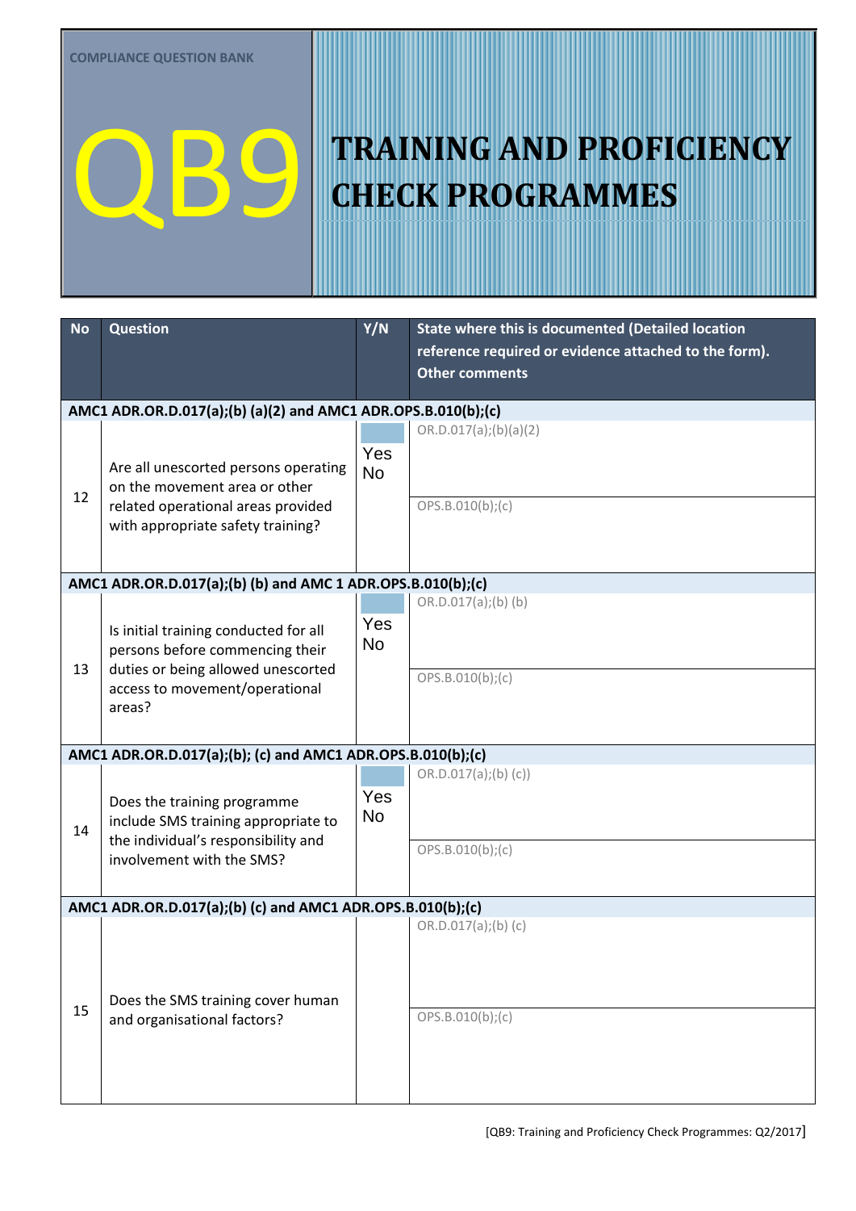COMPLIANCE QUESTION BANK

# QB9 TRAINING AND PROFICIENCY CHECK PROGRAMMES

| No | Question | Y/N | State where this is documented (Detailed location reference required or evidence attached to the form). Other comments |
|---|---|---|---|
| **AMC1 ADR.OR.D.017(a);(b) (a)(2) and AMC1 ADR.OPS.B.010(b);(c)** | | | |
| 12 | Are all unescorted persons operating on the movement area or other related operational areas provided with appropriate safety training? | Yes No | OR.D.017(a);(b)(a)(2) |
| | | | OPS.B.010(b);(c) |
| **AMC1 ADR.OR.D.017(a);(b) (b) and AMC 1 ADR.OPS.B.010(b);(c)** | | | |
| 13 | Is initial training conducted for all persons before commencing their duties or being allowed unescorted access to movement/operational areas? | Yes No | OR.D.017(a);(b) (b) |
| | | | OPS.B.010(b);(c) |
| **AMC1 ADR.OR.D.017(a);(b); (c) and AMC1 ADR.OPS.B.010(b);(c)** | | | |
| 14 | Does the training programme include SMS training appropriate to the individual's responsibility and involvement with the SMS? | Yes No | OR.D.017(a);(b) (c)) |
| | | | OPS.B.010(b);(c) |
| **AMC1 ADR.OR.D.017(a);(b) (c) and AMC1 ADR.OPS.B.010(b);(c)** | | | |
| 15 | Does the SMS training cover human and organisational factors? | | OR.D.017(a);(b) (c) |
| | | | OPS.B.010(b);(c) |

[QB9: Training and Proficiency Check Programmes: Q2/2017]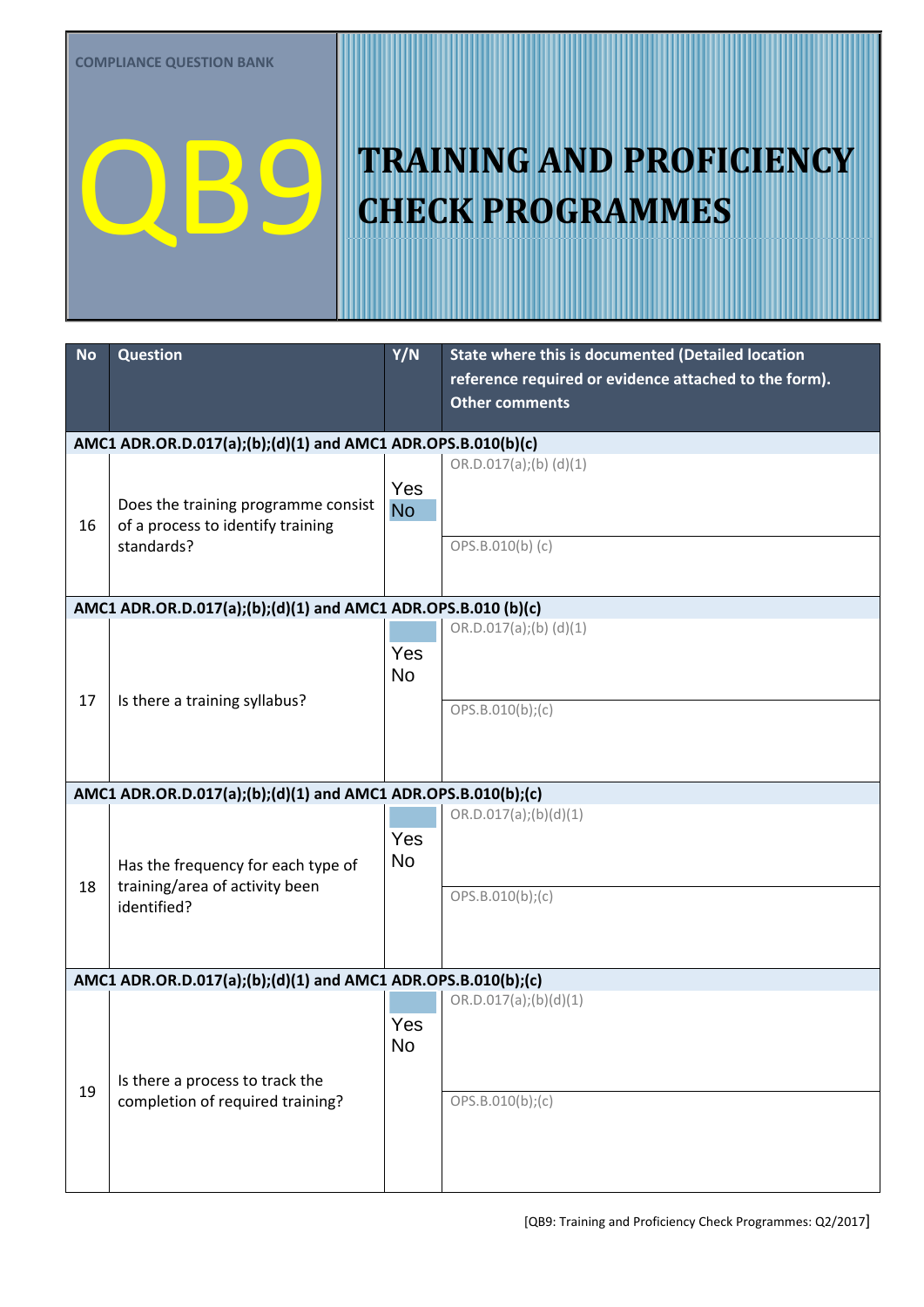COMPLIANCE QUESTION BANK

# QB9 TRAINING AND PROFICIENCY CHECK PROGRAMMES

| No | Question | Y/N | State where this is documented (Detailed location reference required or evidence attached to the form). Other comments |
|---|---|---|---|
| **AMC1 ADR.OR.D.017(a);(b);(d)(1) and AMC1 ADR.OPS.B.010(b)(c)** | | | |
| 16 | Does the training programme consist of a process to identify training standards? | Yes No | OR.D.017(a);(b) (d)(1)<br><br>OPS.B.010(b) (c) |
| **AMC1 ADR.OR.D.017(a);(b);(d)(1) and AMC1 ADR.OPS.B.010 (b)(c)** | | | |
| 17 | Is there a training syllabus? | Yes No | OR.D.017(a);(b) (d)(1)<br><br>OPS.B.010(b);(c) |
| **AMC1 ADR.OR.D.017(a);(b);(d)(1) and AMC1 ADR.OPS.B.010(b);(c)** | | | |
| 18 | Has the frequency for each type of training/area of activity been identified? | Yes No | OR.D.017(a);(b)(d)(1)<br><br>OPS.B.010(b);(c) |
| **AMC1 ADR.OR.D.017(a);(b);(d)(1) and AMC1 ADR.OPS.B.010(b);(c)** | | | |
| 19 | Is there a process to track the completion of required training? | Yes No | OR.D.017(a);(b)(d)(1)<br><br>OPS.B.010(b);(c) |

[QB9: Training and Proficiency Check Programmes: Q2/2017]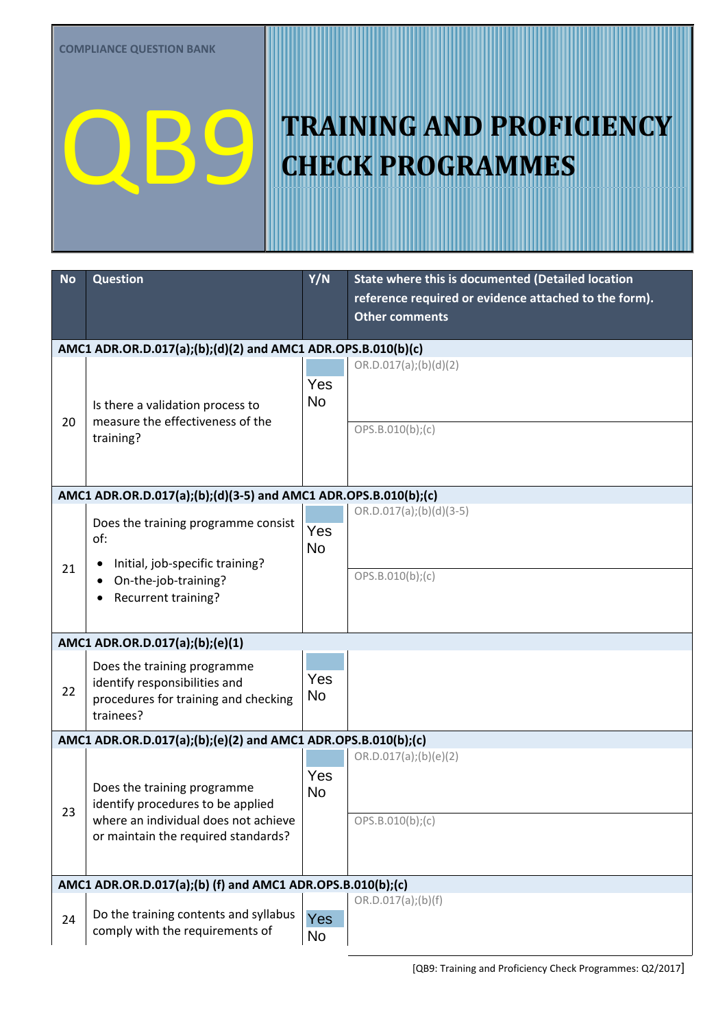COMPLIANCE QUESTION BANK

# QB9 TRAINING AND PROFICIENCY CHECK PROGRAMMES

| No | Question | Y/N | State where this is documented (Detailed location reference required or evidence attached to the form). Other comments |
|---|---|---|---|
| **AMC1 ADR.OR.D.017(a);(b);(d)(2) and AMC1 ADR.OPS.B.010(b)(c)** | | | |
| 20 | Is there a validation process to measure the effectiveness of the training? | Yes No | OR.D.017(a);(b)(d)(2)<br><br>OPS.B.010(b);(c) |
| **AMC1 ADR.OR.D.017(a);(b);(d)(3-5) and AMC1 ADR.OPS.B.010(b);(c)** | | | |
| 21 | Does the training programme consist of:<br>• Initial, job-specific training?<br>• On-the-job-training?<br>• Recurrent training? | Yes No | OR.D.017(a);(b)(d)(3-5)<br><br>OPS.B.010(b);(c) |
| **AMC1 ADR.OR.D.017(a);(b);(e)(1)** | | | |
| 22 | Does the training programme identify responsibilities and procedures for training and checking trainees? | Yes No | |
| **AMC1 ADR.OR.D.017(a);(b);(e)(2) and AMC1 ADR.OPS.B.010(b);(c)** | | | |
| 23 | Does the training programme identify procedures to be applied where an individual does not achieve or maintain the required standards? | Yes No | OR.D.017(a);(b)(e)(2)<br><br>OPS.B.010(b);(c) |
| **AMC1 ADR.OR.D.017(a);(b) (f) and AMC1 ADR.OPS.B.010(b);(c)** | | | |
| 24 | Do the training contents and syllabus comply with the requirements of | Yes No | OR.D.017(a);(b)(f) |

[QB9: Training and Proficiency Check Programmes: Q2/2017]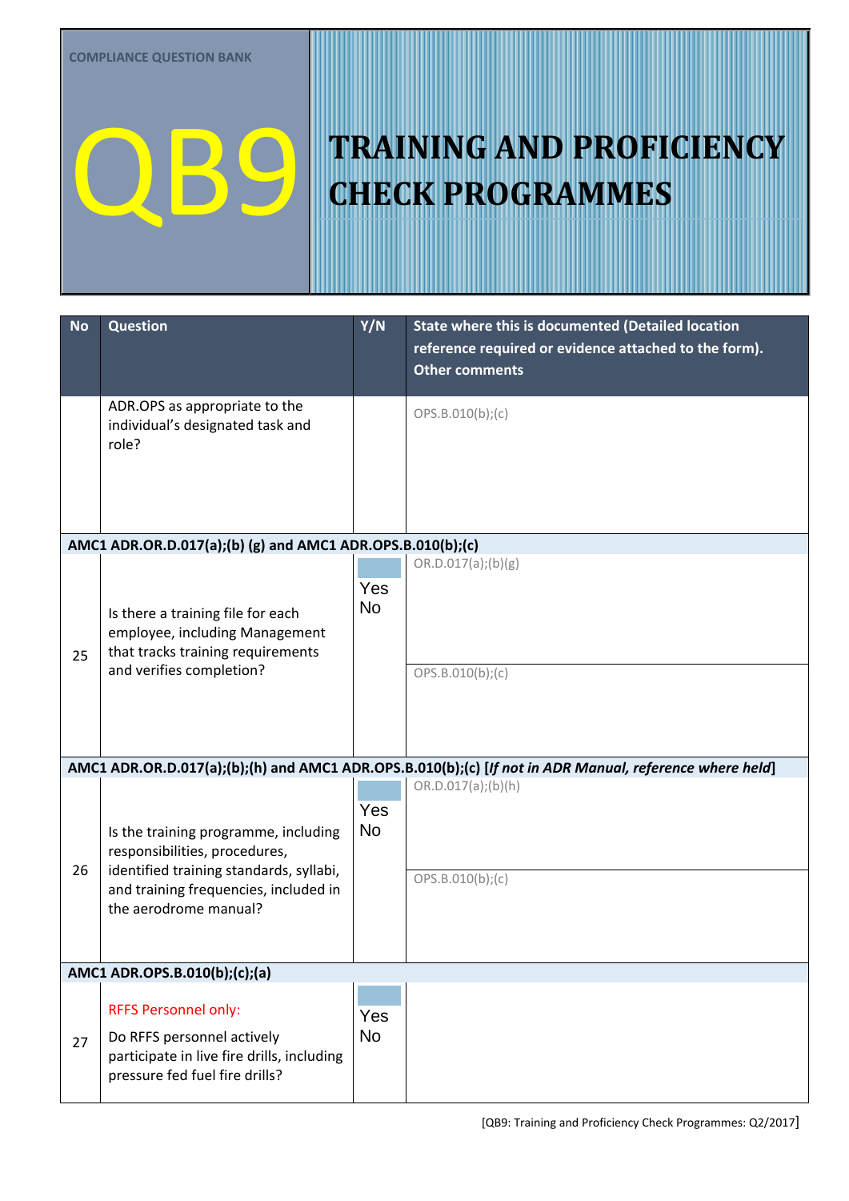COMPLIANCE QUESTION BANK

# QB9

# TRAINING AND PROFICIENCY CHECK PROGRAMMES

| No | Question | Y/N | State where this is documented (Detailed location reference required or evidence attached to the form). Other comments |
|---|---|---|---|
| | ADR.OPS as appropriate to the individual's designated task and role? | | OPS.B.010(b);(c) |
| **AMC1 ADR.OR.D.017(a);(b) (g) and AMC1 ADR.OPS.B.010(b);(c)** | | | |
| 25 | Is there a training file for each employee, including Management that tracks training requirements and verifies completion? | Yes No | OR.D.017(a);(b)(g) <br> OPS.B.010(b);(c) |
| **AMC1 ADR.OR.D.017(a);(b);(h) and AMC1 ADR.OPS.B.010(b);(c) [*If not in ADR Manual, reference where held*]** | | | |
| 26 | Is the training programme, including responsibilities, procedures, identified training standards, syllabi, and training frequencies, included in the aerodrome manual? | Yes No | OR.D.017(a);(b)(h) <br> OPS.B.010(b);(c) |
| **AMC1 ADR.OPS.B.010(b);(c);(a)** | | | |
| 27 | RFFS Personnel only: <br> Do RFFS personnel actively participate in live fire drills, including pressure fed fuel fire drills? | Yes No | |

[QB9: Training and Proficiency Check Programmes: Q2/2017]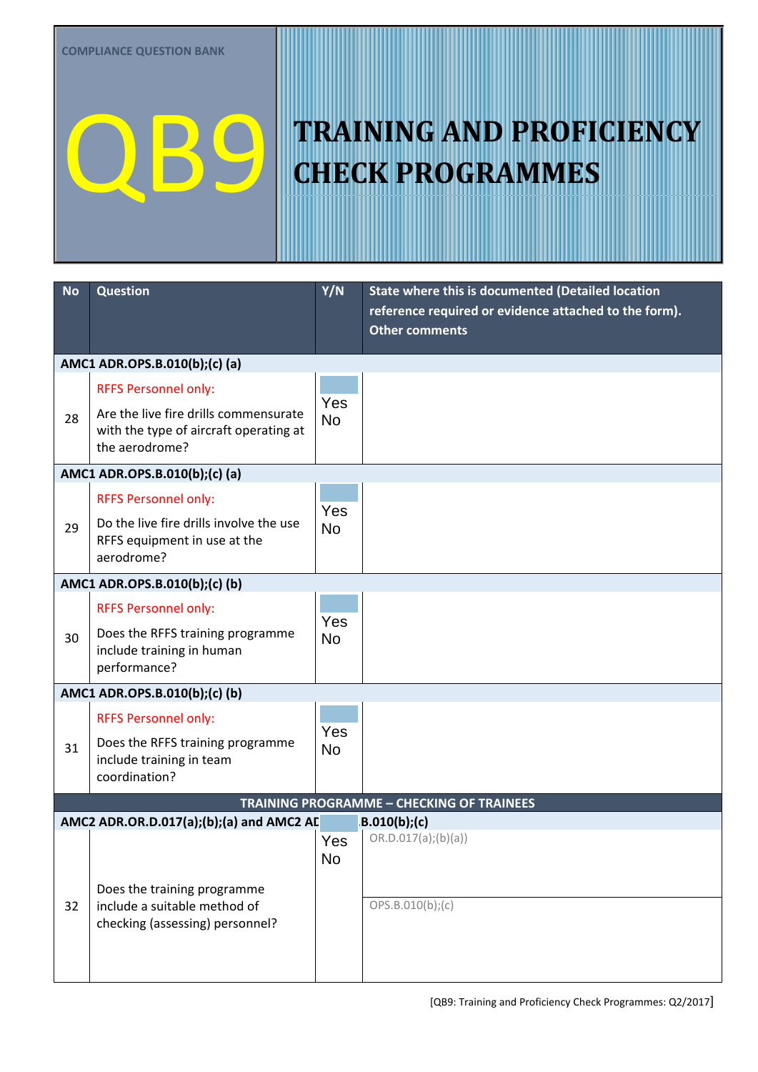COMPLIANCE QUESTION BANK

# QB9 TRAINING AND PROFICIENCY CHECK PROGRAMMES

| No | Question | Y/N | State where this is documented (Detailed location reference required or evidence attached to the form). Other comments |
|---|---|---|---|
| **AMC1 ADR.OPS.B.010(b);(c) (a)** | | | |
| 28 | RFFS Personnel only: Are the live fire drills commensurate with the type of aircraft operating at the aerodrome? | Yes No | |
| **AMC1 ADR.OPS.B.010(b);(c) (a)** | | | |
| 29 | RFFS Personnel only: Do the live fire drills involve the use RFFS equipment in use at the aerodrome? | Yes No | |
| **AMC1 ADR.OPS.B.010(b);(c) (b)** | | | |
| 30 | RFFS Personnel only: Does the RFFS training programme include training in human performance? | Yes No | |
| **AMC1 ADR.OPS.B.010(b);(c) (b)** | | | |
| 31 | RFFS Personnel only: Does the RFFS training programme include training in team coordination? | Yes No | |
| **TRAINING PROGRAMME – CHECKING OF TRAINEES** | | | |
| **AMC2 ADR.OR.D.017(a);(b);(a) and AMC2 AD[...]B.010(b);(c)** | | | |
| 32 | Does the training programme include a suitable method of checking (assessing) personnel? | Yes No | OR.D.017(a);(b)(a)) <br> OPS.B.010(b);(c) |

[QB9: Training and Proficiency Check Programmes: Q2/2017]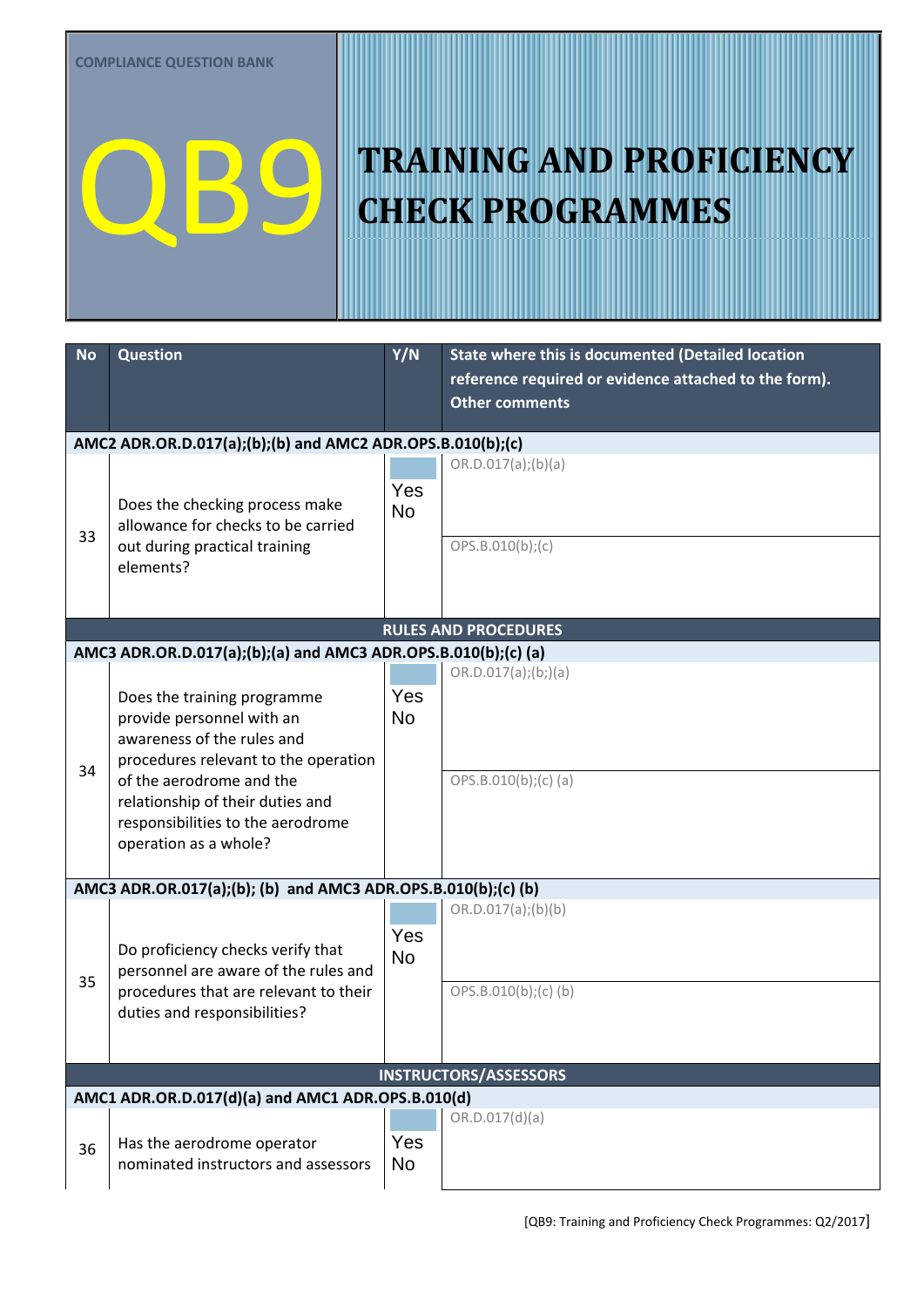COMPLIANCE QUESTION BANK

# QB9 TRAINING AND PROFICIENCY CHECK PROGRAMMES

| No | Question | Y/N | State where this is documented (Detailed location reference required or evidence attached to the form). Other comments |
|---|---|---|---|
| **AMC2 ADR.OR.D.017(a);(b);(b) and AMC2 ADR.OPS.B.010(b);(c)** | | | |
| 33 | Does the checking process make allowance for checks to be carried out during practical training elements? | Yes No | OR.D.017(a);(b)(a)<br><br>OPS.B.010(b);(c) |
| **RULES AND PROCEDURES** | | | |
| **AMC3 ADR.OR.D.017(a);(b);(a) and AMC3 ADR.OPS.B.010(b);(c) (a)** | | | |
| 34 | Does the training programme provide personnel with an awareness of the rules and procedures relevant to the operation of the aerodrome and the relationship of their duties and responsibilities to the aerodrome operation as a whole? | Yes No | OR.D.017(a);(b;)(a)<br><br>OPS.B.010(b);(c) (a) |
| **AMC3 ADR.OR.017(a);(b); (b) and AMC3 ADR.OPS.B.010(b);(c) (b)** | | | |
| 35 | Do proficiency checks verify that personnel are aware of the rules and procedures that are relevant to their duties and responsibilities? | Yes No | OR.D.017(a);(b)(b)<br><br>OPS.B.010(b);(c) (b) |
| **INSTRUCTORS/ASSESSORS** | | | |
| **AMC1 ADR.OR.D.017(d)(a) and AMC1 ADR.OPS.B.010(d)** | | | |
| 36 | Has the aerodrome operator nominated instructors and assessors | Yes No | OR.D.017(d)(a) |

[QB9: Training and Proficiency Check Programmes: Q2/2017]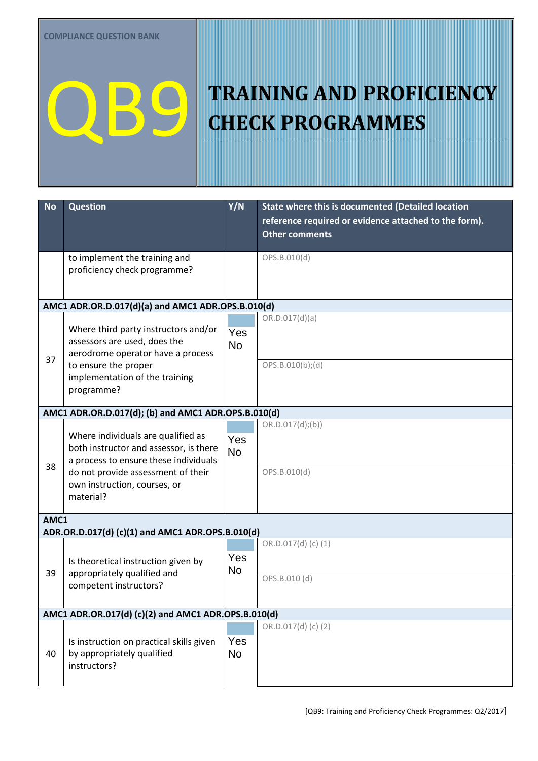COMPLIANCE QUESTION BANK

# QB9 TRAINING AND PROFICIENCY CHECK PROGRAMMES

| No | Question | Y/N | State where this is documented (Detailed location reference required or evidence attached to the form). Other comments |
|---|---|---|---|
| | to implement the training and proficiency check programme? | | OPS.B.010(d) |
| **AMC1 ADR.OR.D.017(d)(a) and AMC1 ADR.OPS.B.010(d)** | | | |
| 37 | Where third party instructors and/or assessors are used, does the aerodrome operator have a process to ensure the proper implementation of the training programme? | Yes No | OR.D.017(d)(a)<br>OPS.B.010(b);(d) |
| **AMC1 ADR.OR.D.017(d); (b) and AMC1 ADR.OPS.B.010(d)** | | | |
| 38 | Where individuals are qualified as both instructor and assessor, is there a process to ensure these individuals do not provide assessment of their own instruction, courses, or material? | Yes No | OR.D.017(d);(b))<br>OPS.B.010(d) |
| **AMC1 ADR.OR.D.017(d) (c)(1) and AMC1 ADR.OPS.B.010(d)** | | | |
| 39 | Is theoretical instruction given by appropriately qualified and competent instructors? | Yes No | OR.D.017(d) (c) (1)<br>OPS.B.010 (d) |
| **AMC1 ADR.OR.017(d) (c)(2) and AMC1 ADR.OPS.B.010(d)** | | | |
| 40 | Is instruction on practical skills given by appropriately qualified instructors? | Yes No | OR.D.017(d) (c) (2) |

[QB9: Training and Proficiency Check Programmes: Q2/2017]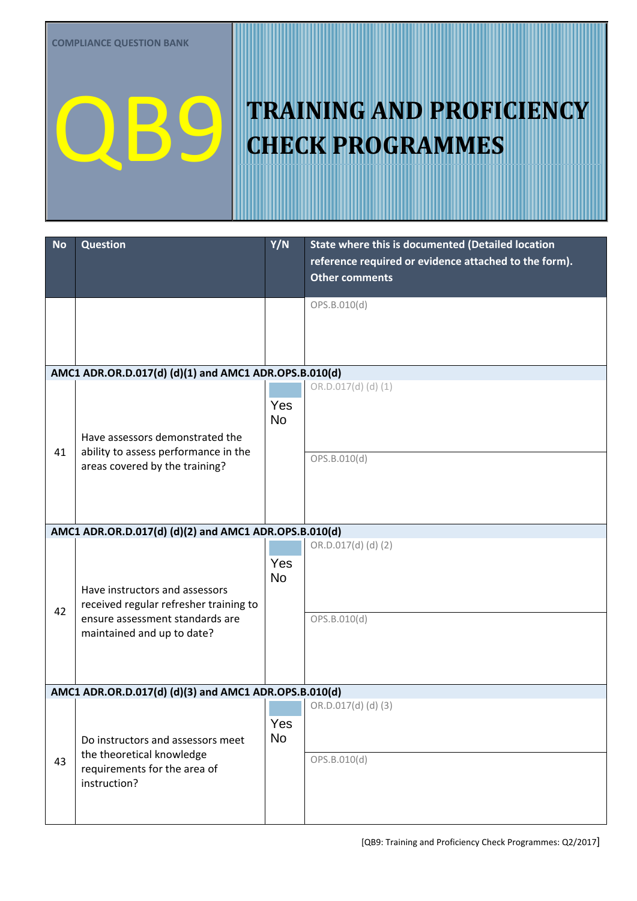COMPLIANCE QUESTION BANK

# QB9 TRAINING AND PROFICIENCY CHECK PROGRAMMES

| No | Question | Y/N | State where this is documented (Detailed location reference required or evidence attached to the form). Other comments |
|---|---|---|---|
| | | | OPS.B.010(d) |
| **AMC1 ADR.OR.D.017(d) (d)(1) and AMC1 ADR.OPS.B.010(d)** | | | |
| 41 | Have assessors demonstrated the ability to assess performance in the areas covered by the training? | Yes No | OR.D.017(d) (d) (1) |
| | | | OPS.B.010(d) |
| **AMC1 ADR.OR.D.017(d) (d)(2) and AMC1 ADR.OPS.B.010(d)** | | | |
| 42 | Have instructors and assessors received regular refresher training to ensure assessment standards are maintained and up to date? | Yes No | OR.D.017(d) (d) (2) |
| | | | OPS.B.010(d) |
| **AMC1 ADR.OR.D.017(d) (d)(3) and AMC1 ADR.OPS.B.010(d)** | | | |
| 43 | Do instructors and assessors meet the theoretical knowledge requirements for the area of instruction? | Yes No | OR.D.017(d) (d) (3) |
| | | | OPS.B.010(d) |

[QB9: Training and Proficiency Check Programmes: Q2/2017]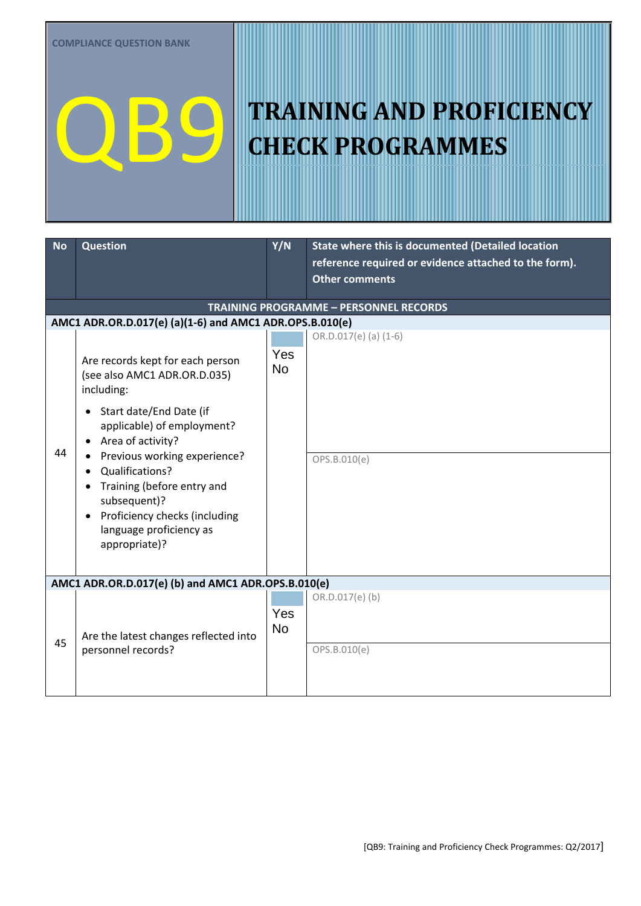COMPLIANCE QUESTION BANK

# QB9 TRAINING AND PROFICIENCY CHECK PROGRAMMES

| No | Question | Y/N | State where this is documented (Detailed location reference required or evidence attached to the form). Other comments |
|---|---|---|---|
| | **TRAINING PROGRAMME – PERSONNEL RECORDS** | | |
| | **AMC1 ADR.OR.D.017(e) (a)(1-6) and AMC1 ADR.OPS.B.010(e)** | | |
| 44 | Are records kept for each person (see also AMC1 ADR.OR.D.035) including:<br>• Start date/End Date (if applicable) of employment?<br>• Area of activity?<br>• Previous working experience?<br>• Qualifications?<br>• Training (before entry and subsequent)?<br>• Proficiency checks (including language proficiency as appropriate)? | Yes<br>No | OR.D.017(e) (a) (1-6)<br><br>OPS.B.010(e) |
| | **AMC1 ADR.OR.D.017(e) (b) and AMC1 ADR.OPS.B.010(e)** | | |
| 45 | Are the latest changes reflected into personnel records? | Yes<br>No | OR.D.017(e) (b)<br><br>OPS.B.010(e) |

[QB9: Training and Proficiency Check Programmes: Q2/2017]